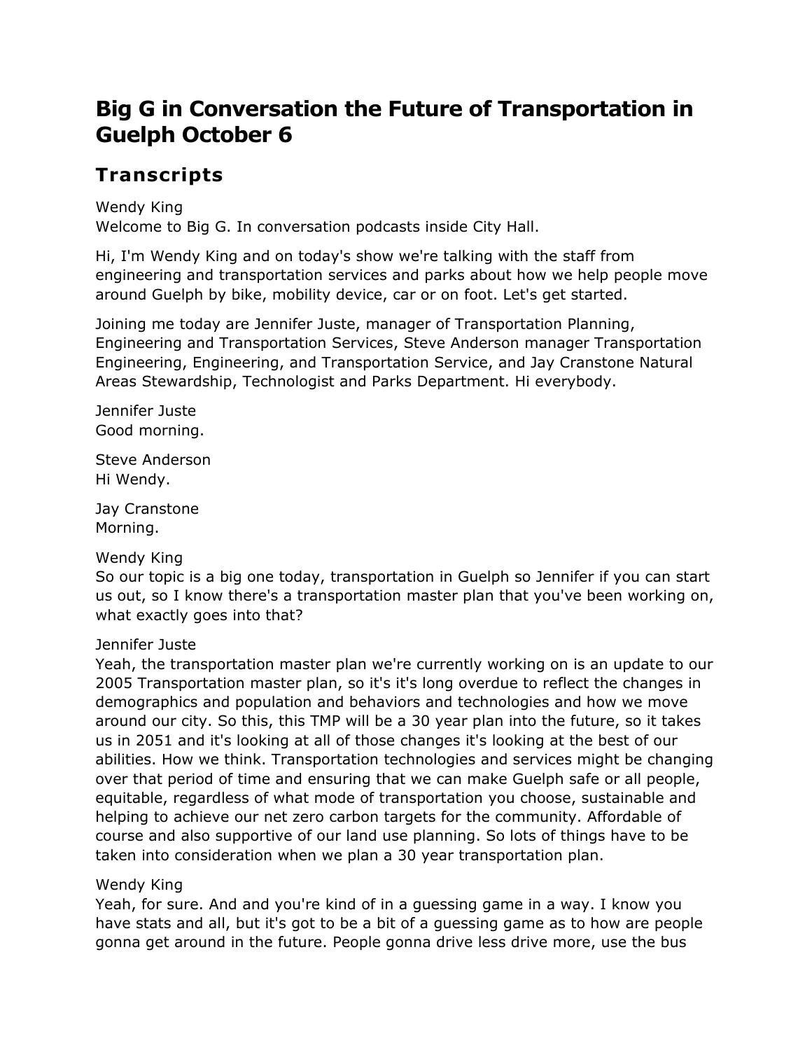# Big G in Conversation the Future of Transportation in Guelph October 6

## Transcripts

Wendy King
Welcome to Big G. In conversation podcasts inside City Hall.

Hi, I'm Wendy King and on today's show we're talking with the staff from engineering and transportation services and parks about how we help people move around Guelph by bike, mobility device, car or on foot. Let's get started.

Joining me today are Jennifer Juste, manager of Transportation Planning, Engineering and Transportation Services, Steve Anderson manager Transportation Engineering, Engineering, and Transportation Service, and Jay Cranstone Natural Areas Stewardship, Technologist and Parks Department. Hi everybody.

Jennifer Juste
Good morning.

Steve Anderson
Hi Wendy.

Jay Cranstone
Morning.

Wendy King
So our topic is a big one today, transportation in Guelph so Jennifer if you can start us out, so I know there's a transportation master plan that you've been working on, what exactly goes into that?

Jennifer Juste
Yeah, the transportation master plan we're currently working on is an update to our 2005 Transportation master plan, so it's it's long overdue to reflect the changes in demographics and population and behaviors and technologies and how we move around our city. So this, this TMP will be a 30 year plan into the future, so it takes us in 2051 and it's looking at all of those changes it's looking at the best of our abilities. How we think. Transportation technologies and services might be changing over that period of time and ensuring that we can make Guelph safe or all people, equitable, regardless of what mode of transportation you choose, sustainable and helping to achieve our net zero carbon targets for the community. Affordable of course and also supportive of our land use planning. So lots of things have to be taken into consideration when we plan a 30 year transportation plan.

Wendy King
Yeah, for sure. And and you're kind of in a guessing game in a way. I know you have stats and all, but it's got to be a bit of a guessing game as to how are people gonna get around in the future. People gonna drive less drive more, use the bus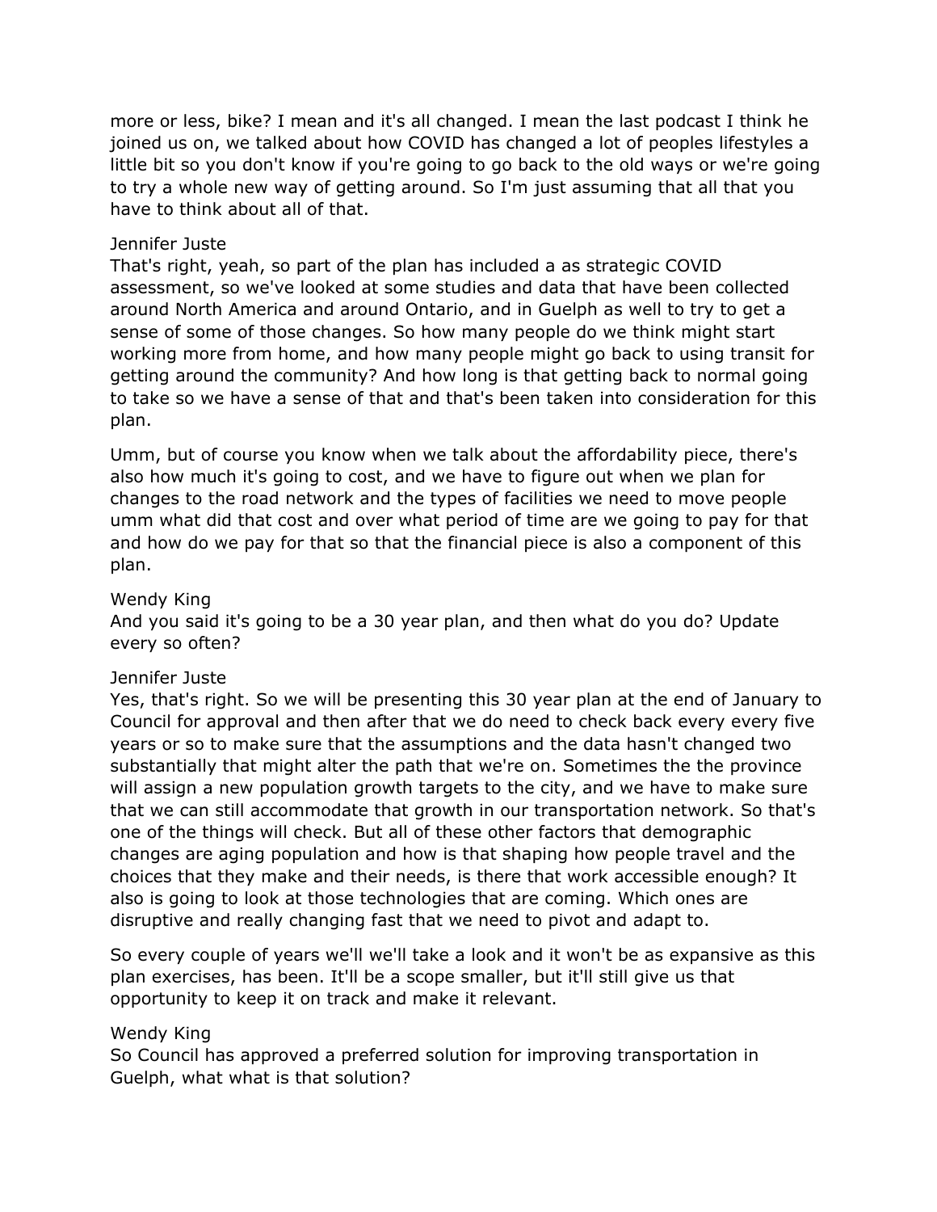more or less, bike? I mean and it's all changed. I mean the last podcast I think he joined us on, we talked about how COVID has changed a lot of peoples lifestyles a little bit so you don't know if you're going to go back to the old ways or we're going to try a whole new way of getting around. So I'm just assuming that all that you have to think about all of that.

Jennifer Juste
That's right, yeah, so part of the plan has included a as strategic COVID assessment, so we've looked at some studies and data that have been collected around North America and around Ontario, and in Guelph as well to try to get a sense of some of those changes. So how many people do we think might start working more from home, and how many people might go back to using transit for getting around the community? And how long is that getting back to normal going to take so we have a sense of that and that's been taken into consideration for this plan.

Umm, but of course you know when we talk about the affordability piece, there's also how much it's going to cost, and we have to figure out when we plan for changes to the road network and the types of facilities we need to move people umm what did that cost and over what period of time are we going to pay for that and how do we pay for that so that the financial piece is also a component of this plan.

Wendy King
And you said it's going to be a 30 year plan, and then what do you do? Update every so often?

Jennifer Juste
Yes, that's right. So we will be presenting this 30 year plan at the end of January to Council for approval and then after that we do need to check back every every five years or so to make sure that the assumptions and the data hasn't changed two substantially that might alter the path that we're on. Sometimes the the province will assign a new population growth targets to the city, and we have to make sure that we can still accommodate that growth in our transportation network. So that's one of the things will check. But all of these other factors that demographic changes are aging population and how is that shaping how people travel and the choices that they make and their needs, is there that work accessible enough? It also is going to look at those technologies that are coming. Which ones are disruptive and really changing fast that we need to pivot and adapt to.

So every couple of years we'll we'll take a look and it won't be as expansive as this plan exercises, has been. It'll be a scope smaller, but it'll still give us that opportunity to keep it on track and make it relevant.

Wendy King
So Council has approved a preferred solution for improving transportation in Guelph, what what is that solution?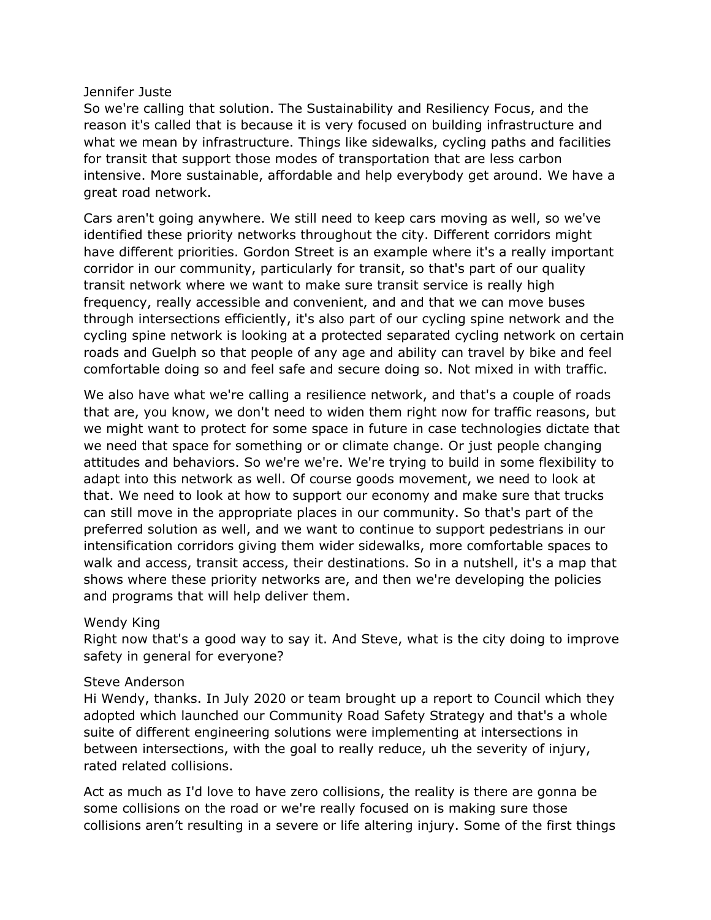Jennifer Juste
So we're calling that solution. The Sustainability and Resiliency Focus, and the reason it's called that is because it is very focused on building infrastructure and what we mean by infrastructure. Things like sidewalks, cycling paths and facilities for transit that support those modes of transportation that are less carbon intensive. More sustainable, affordable and help everybody get around. We have a great road network.

Cars aren't going anywhere. We still need to keep cars moving as well, so we've identified these priority networks throughout the city. Different corridors might have different priorities. Gordon Street is an example where it's a really important corridor in our community, particularly for transit, so that's part of our quality transit network where we want to make sure transit service is really high frequency, really accessible and convenient, and and that we can move buses through intersections efficiently, it's also part of our cycling spine network and the cycling spine network is looking at a protected separated cycling network on certain roads and Guelph so that people of any age and ability can travel by bike and feel comfortable doing so and feel safe and secure doing so. Not mixed in with traffic.

We also have what we're calling a resilience network, and that's a couple of roads that are, you know, we don't need to widen them right now for traffic reasons, but we might want to protect for some space in future in case technologies dictate that we need that space for something or or climate change. Or just people changing attitudes and behaviors. So we're we're. We're trying to build in some flexibility to adapt into this network as well. Of course goods movement, we need to look at that. We need to look at how to support our economy and make sure that trucks can still move in the appropriate places in our community. So that's part of the preferred solution as well, and we want to continue to support pedestrians in our intensification corridors giving them wider sidewalks, more comfortable spaces to walk and access, transit access, their destinations. So in a nutshell, it's a map that shows where these priority networks are, and then we're developing the policies and programs that will help deliver them.

Wendy King
Right now that's a good way to say it. And Steve, what is the city doing to improve safety in general for everyone?

Steve Anderson
Hi Wendy, thanks. In July 2020 or team brought up a report to Council which they adopted which launched our Community Road Safety Strategy and that's a whole suite of different engineering solutions were implementing at intersections in between intersections, with the goal to really reduce, uh the severity of injury, rated related collisions.

Act as much as I'd love to have zero collisions, the reality is there are gonna be some collisions on the road or we're really focused on is making sure those collisions aren't resulting in a severe or life altering injury. Some of the first things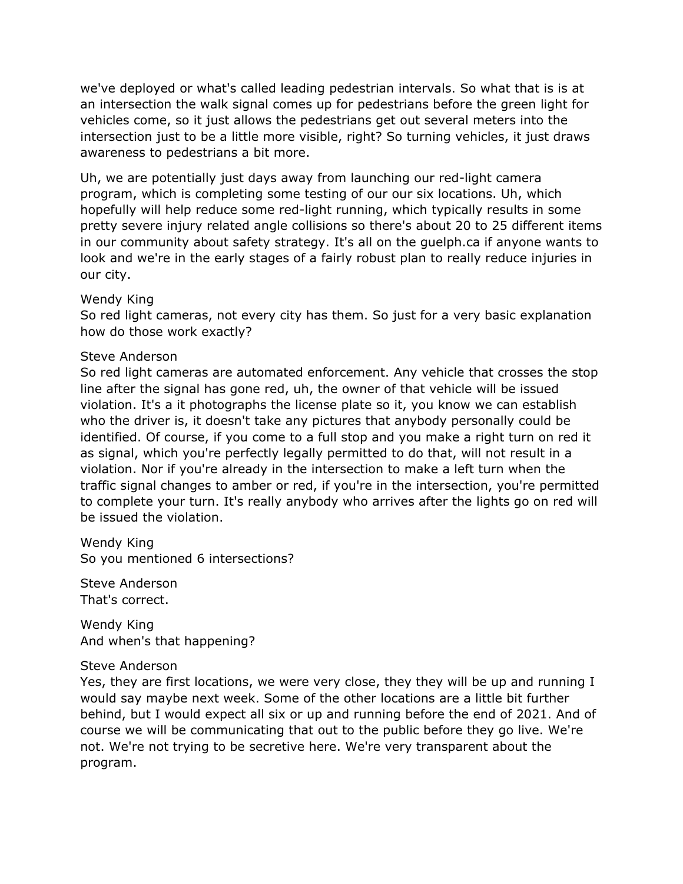we've deployed or what's called leading pedestrian intervals. So what that is is at an intersection the walk signal comes up for pedestrians before the green light for vehicles come, so it just allows the pedestrians get out several meters into the intersection just to be a little more visible, right? So turning vehicles, it just draws awareness to pedestrians a bit more.

Uh, we are potentially just days away from launching our red-light camera program, which is completing some testing of our our six locations. Uh, which hopefully will help reduce some red-light running, which typically results in some pretty severe injury related angle collisions so there's about 20 to 25 different items in our community about safety strategy. It's all on the guelph.ca if anyone wants to look and we're in the early stages of a fairly robust plan to really reduce injuries in our city.

Wendy King
So red light cameras, not every city has them. So just for a very basic explanation how do those work exactly?

Steve Anderson
So red light cameras are automated enforcement. Any vehicle that crosses the stop line after the signal has gone red, uh, the owner of that vehicle will be issued violation. It's a it photographs the license plate so it, you know we can establish who the driver is, it doesn't take any pictures that anybody personally could be identified. Of course, if you come to a full stop and you make a right turn on red it as signal, which you're perfectly legally permitted to do that, will not result in a violation. Nor if you're already in the intersection to make a left turn when the traffic signal changes to amber or red, if you're in the intersection, you're permitted to complete your turn. It's really anybody who arrives after the lights go on red will be issued the violation.

Wendy King
So you mentioned 6 intersections?

Steve Anderson
That's correct.

Wendy King
And when's that happening?

Steve Anderson
Yes, they are first locations, we were very close, they they will be up and running I would say maybe next week. Some of the other locations are a little bit further behind, but I would expect all six or up and running before the end of 2021. And of course we will be communicating that out to the public before they go live. We're not. We're not trying to be secretive here. We're very transparent about the program.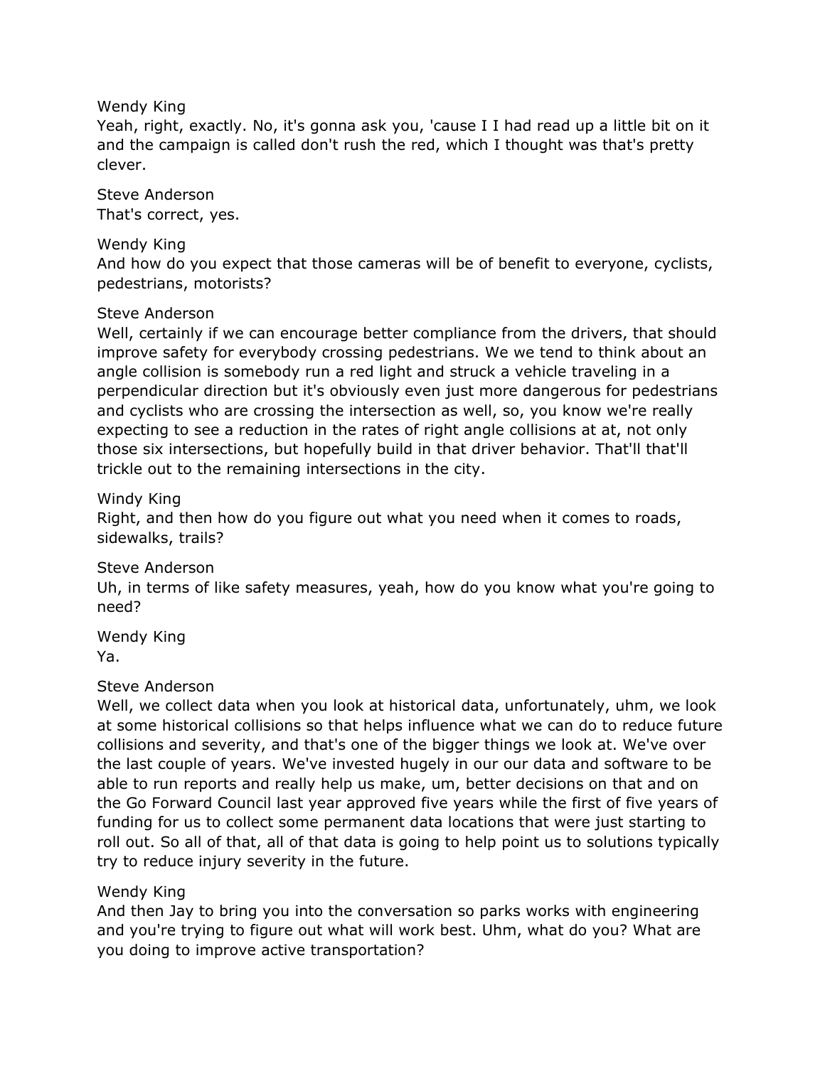Wendy King
Yeah, right, exactly. No, it's gonna ask you, 'cause I I had read up a little bit on it and the campaign is called don't rush the red, which I thought was that's pretty clever.

Steve Anderson
That's correct, yes.

Wendy King
And how do you expect that those cameras will be of benefit to everyone, cyclists, pedestrians, motorists?

Steve Anderson
Well, certainly if we can encourage better compliance from the drivers, that should improve safety for everybody crossing pedestrians. We we tend to think about an angle collision is somebody run a red light and struck a vehicle traveling in a perpendicular direction but it's obviously even just more dangerous for pedestrians and cyclists who are crossing the intersection as well, so, you know we're really expecting to see a reduction in the rates of right angle collisions at at, not only those six intersections, but hopefully build in that driver behavior. That'll that'll trickle out to the remaining intersections in the city.

Windy King
Right, and then how do you figure out what you need when it comes to roads, sidewalks, trails?

Steve Anderson
Uh, in terms of like safety measures, yeah, how do you know what you're going to need?

Wendy King
Ya.

Steve Anderson
Well, we collect data when you look at historical data, unfortunately, uhm, we look at some historical collisions so that helps influence what we can do to reduce future collisions and severity, and that's one of the bigger things we look at. We've over the last couple of years. We've invested hugely in our our data and software to be able to run reports and really help us make, um, better decisions on that and on the Go Forward Council last year approved five years while the first of five years of funding for us to collect some permanent data locations that were just starting to roll out. So all of that, all of that data is going to help point us to solutions typically try to reduce injury severity in the future.

Wendy King
And then Jay to bring you into the conversation so parks works with engineering and you're trying to figure out what will work best. Uhm, what do you? What are you doing to improve active transportation?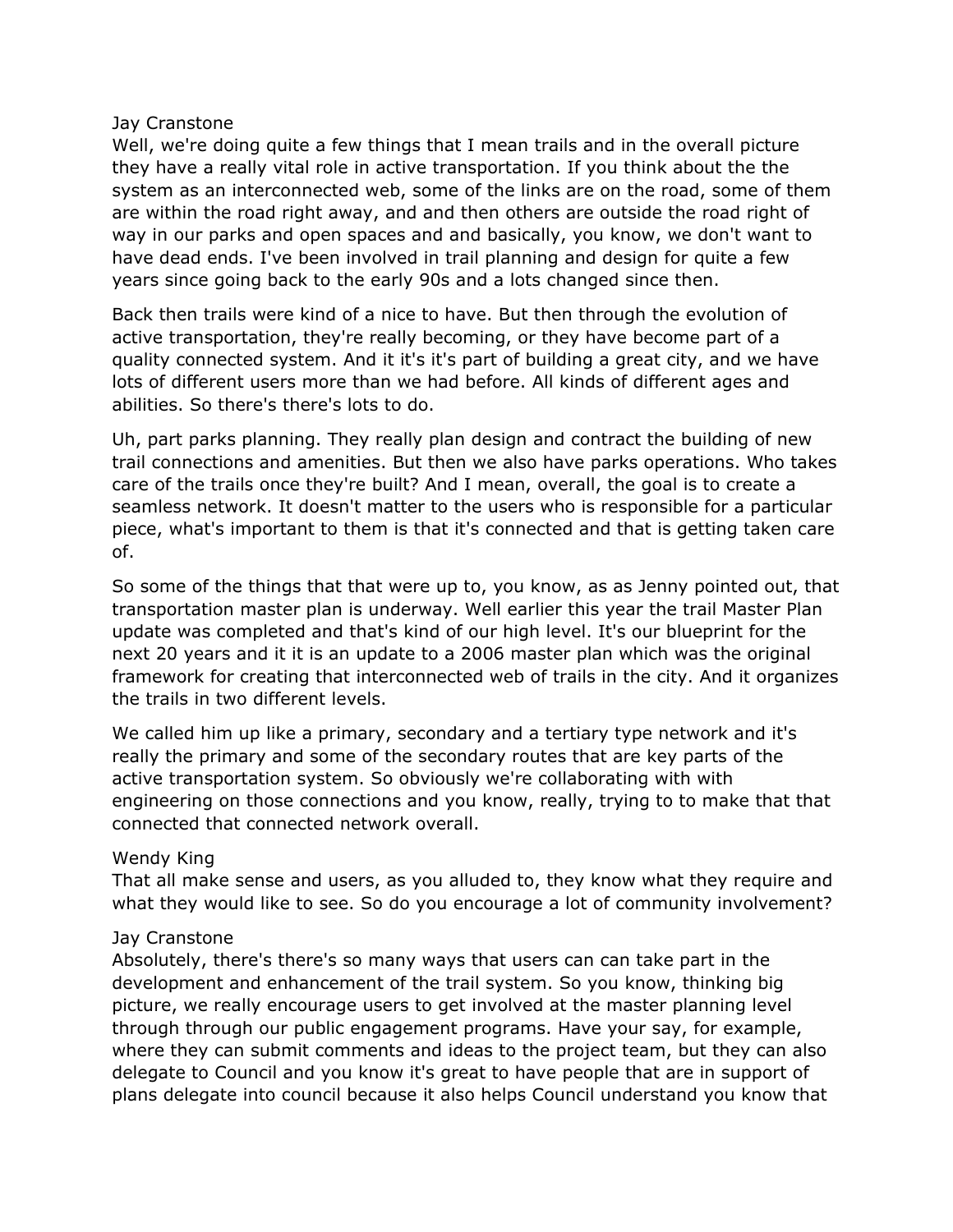Jay Cranstone
Well, we're doing quite a few things that I mean trails and in the overall picture they have a really vital role in active transportation. If you think about the the system as an interconnected web, some of the links are on the road, some of them are within the road right away, and and then others are outside the road right of way in our parks and open spaces and and basically, you know, we don't want to have dead ends. I've been involved in trail planning and design for quite a few years since going back to the early 90s and a lots changed since then.

Back then trails were kind of a nice to have. But then through the evolution of active transportation, they're really becoming, or they have become part of a quality connected system. And it it's it's part of building a great city, and we have lots of different users more than we had before. All kinds of different ages and abilities. So there's there's lots to do.

Uh, part parks planning. They really plan design and contract the building of new trail connections and amenities. But then we also have parks operations. Who takes care of the trails once they're built? And I mean, overall, the goal is to create a seamless network. It doesn't matter to the users who is responsible for a particular piece, what's important to them is that it's connected and that is getting taken care of.

So some of the things that that were up to, you know, as as Jenny pointed out, that transportation master plan is underway. Well earlier this year the trail Master Plan update was completed and that's kind of our high level. It's our blueprint for the next 20 years and it it is an update to a 2006 master plan which was the original framework for creating that interconnected web of trails in the city. And it organizes the trails in two different levels.

We called him up like a primary, secondary and a tertiary type network and it's really the primary and some of the secondary routes that are key parts of the active transportation system. So obviously we're collaborating with with engineering on those connections and you know, really, trying to to make that that connected that connected network overall.

Wendy King
That all make sense and users, as you alluded to, they know what they require and what they would like to see. So do you encourage a lot of community involvement?

Jay Cranstone
Absolutely, there's there's so many ways that users can can take part in the development and enhancement of the trail system. So you know, thinking big picture, we really encourage users to get involved at the master planning level through through our public engagement programs. Have your say, for example, where they can submit comments and ideas to the project team, but they can also delegate to Council and you know it's great to have people that are in support of plans delegate into council because it also helps Council understand you know that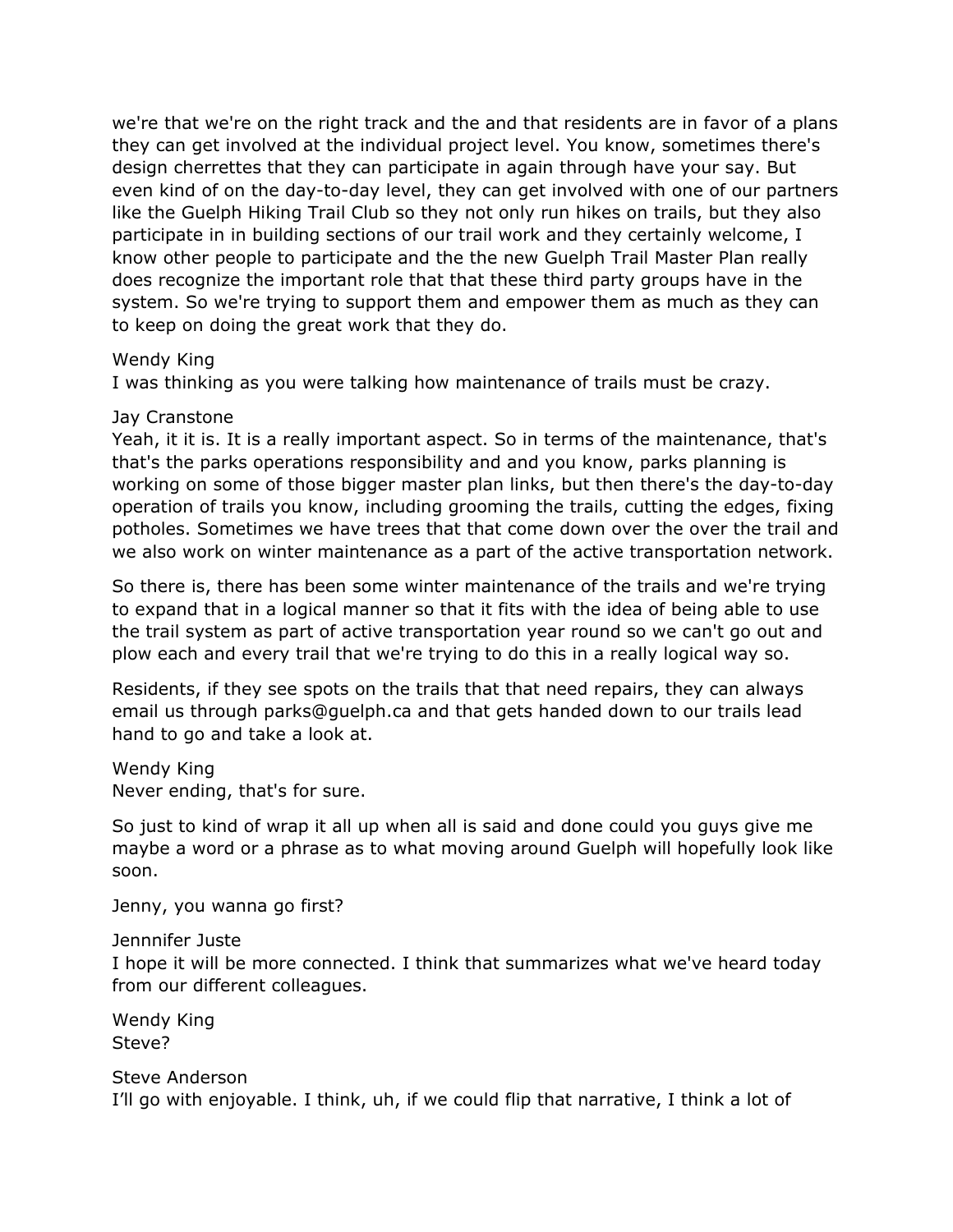we're that we're on the right track and the and that residents are in favor of a plans they can get involved at the individual project level. You know, sometimes there's design cherrettes that they can participate in again through have your say. But even kind of on the day-to-day level, they can get involved with one of our partners like the Guelph Hiking Trail Club so they not only run hikes on trails, but they also participate in in building sections of our trail work and they certainly welcome, I know other people to participate and the the new Guelph Trail Master Plan really does recognize the important role that that these third party groups have in the system. So we're trying to support them and empower them as much as they can to keep on doing the great work that they do.

Wendy King
I was thinking as you were talking how maintenance of trails must be crazy.

Jay Cranstone
Yeah, it it is. It is a really important aspect. So in terms of the maintenance, that's that's the parks operations responsibility and and you know, parks planning is working on some of those bigger master plan links, but then there's the day-to-day operation of trails you know, including grooming the trails, cutting the edges, fixing potholes. Sometimes we have trees that that come down over the over the trail and we also work on winter maintenance as a part of the active transportation network.

So there is, there has been some winter maintenance of the trails and we're trying to expand that in a logical manner so that it fits with the idea of being able to use the trail system as part of active transportation year round so we can't go out and plow each and every trail that we're trying to do this in a really logical way so.

Residents, if they see spots on the trails that that need repairs, they can always email us through parks@guelph.ca and that gets handed down to our trails lead hand to go and take a look at.

Wendy King
Never ending, that's for sure.

So just to kind of wrap it all up when all is said and done could you guys give me maybe a word or a phrase as to what moving around Guelph will hopefully look like soon.

Jenny, you wanna go first?

Jennnifer Juste
I hope it will be more connected. I think that summarizes what we've heard today from our different colleagues.

Wendy King
Steve?

Steve Anderson
I'll go with enjoyable. I think, uh, if we could flip that narrative, I think a lot of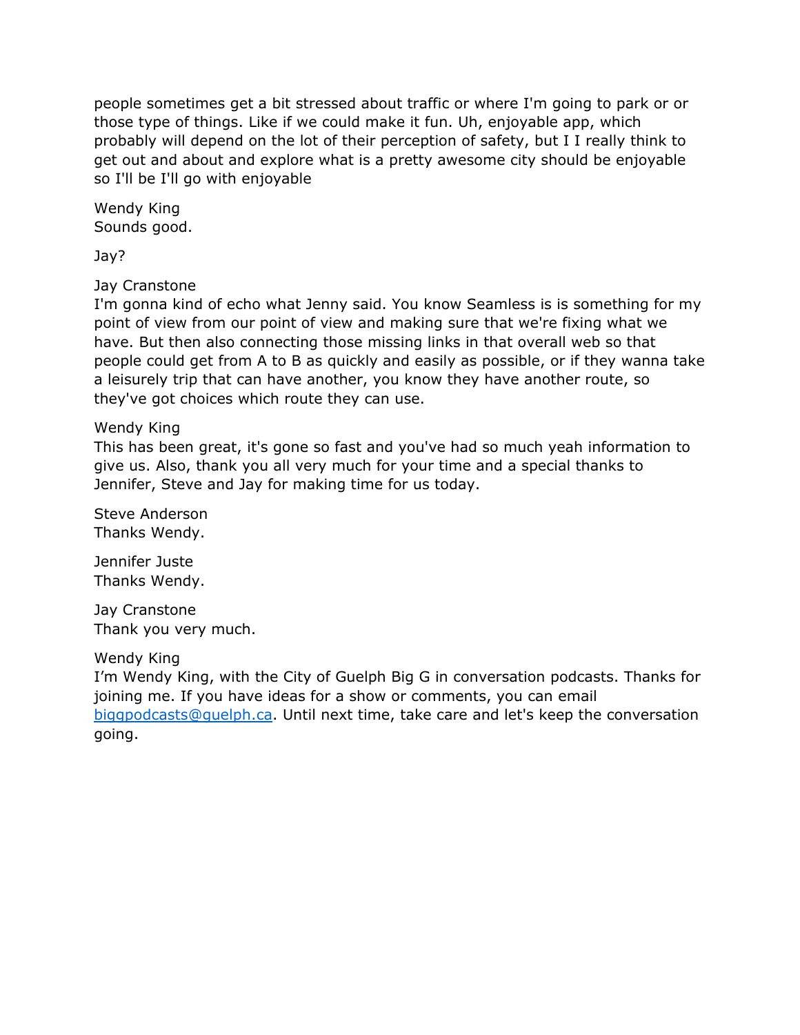people sometimes get a bit stressed about traffic or where I'm going to park or or those type of things. Like if we could make it fun. Uh, enjoyable app, which probably will depend on the lot of their perception of safety, but I I really think to get out and about and explore what is a pretty awesome city should be enjoyable so I'll be I'll go with enjoyable

Wendy King
Sounds good.

Jay?

Jay Cranstone
I'm gonna kind of echo what Jenny said. You know Seamless is is something for my point of view from our point of view and making sure that we're fixing what we have. But then also connecting those missing links in that overall web so that people could get from A to B as quickly and easily as possible, or if they wanna take a leisurely trip that can have another, you know they have another route, so they've got choices which route they can use.

Wendy King
This has been great, it's gone so fast and you've had so much yeah information to give us. Also, thank you all very much for your time and a special thanks to Jennifer, Steve and Jay for making time for us today.

Steve Anderson
Thanks Wendy.

Jennifer Juste
Thanks Wendy.

Jay Cranstone
Thank you very much.

Wendy King
I'm Wendy King, with the City of Guelph Big G in conversation podcasts. Thanks for joining me. If you have ideas for a show or comments, you can email [biggpodcasts@guelph.ca](mailto:biggpodcasts@guelph.ca). Until next time, take care and let's keep the conversation going.